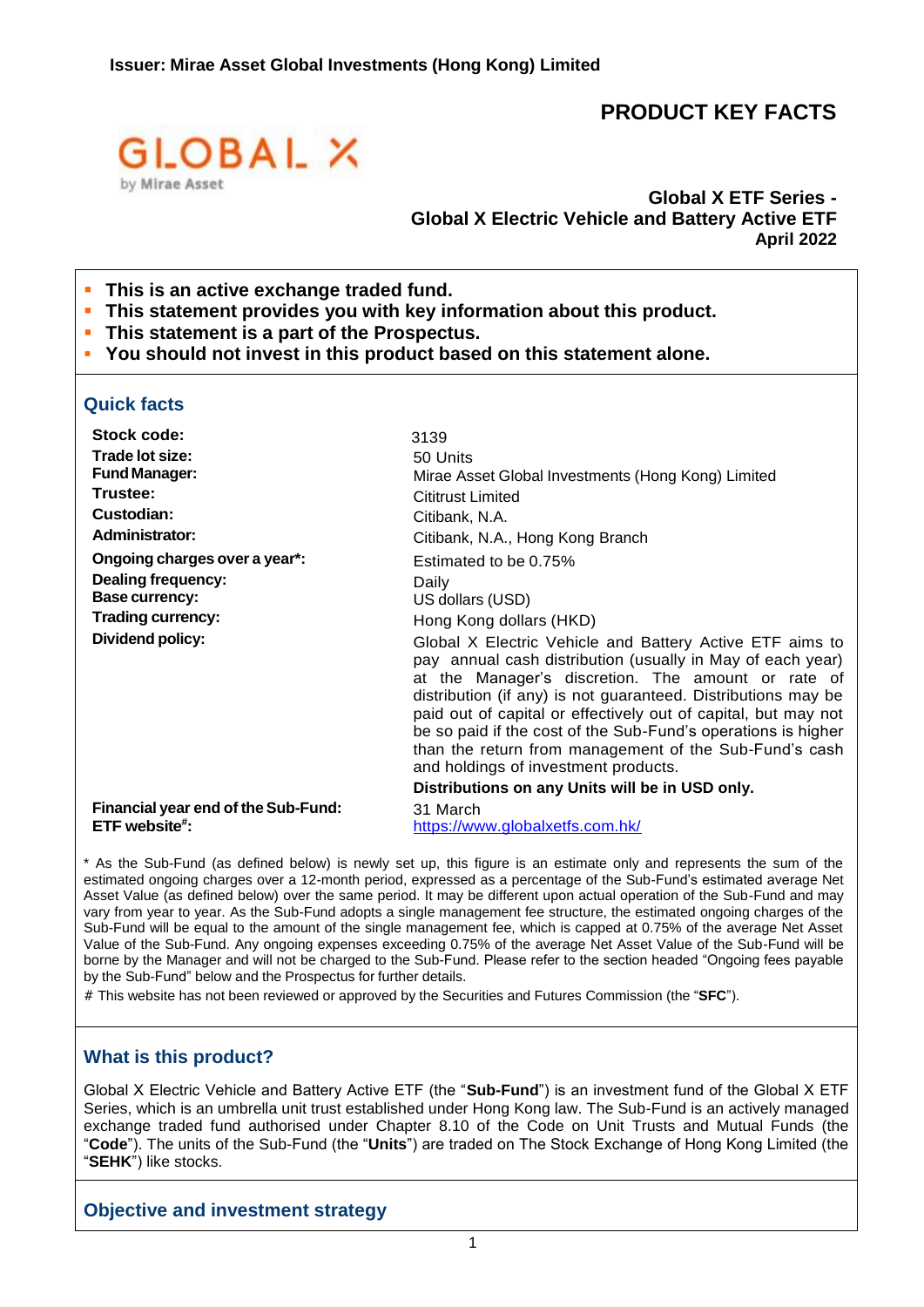**Issuer: Mirae Asset Global Investments (Hong Kong) Limited**

# PRODUCT KEY FACTS

GLOBAL X by Mirae Asset

**Global X ETF Series -**
**Global X Electric Vehicle and Battery Active ETF**
**April 2022**

- **This is an active exchange traded fund.**
- **This statement provides you with key information about this product.**
- **This statement is a part of the Prospectus.**
- **You should not invest in this product based on this statement alone.**

## Quick facts

| | |
|---|---|
| **Stock code:** | 3139 |
| **Trade lot size:** | 50 Units |
| **Fund Manager:** | Mirae Asset Global Investments (Hong Kong) Limited |
| **Trustee:** | Cititrust Limited |
| **Custodian:** | Citibank, N.A. |
| **Administrator:** | Citibank, N.A., Hong Kong Branch |
| **Ongoing charges over a year*:** | Estimated to be 0.75% |
| **Dealing frequency:** | Daily |
| **Base currency:** | US dollars (USD) |
| **Trading currency:** | Hong Kong dollars (HKD) |
| **Dividend policy:** | Global X Electric Vehicle and Battery Active ETF aims to pay annual cash distribution (usually in May of each year) at the Manager's discretion. The amount or rate of distribution (if any) is not guaranteed. Distributions may be paid out of capital or effectively out of capital, but may not be so paid if the cost of the Sub-Fund's operations is higher than the return from management of the Sub-Fund's cash and holdings of investment products. **Distributions on any Units will be in USD only.** |
| **Financial year end of the Sub-Fund:** | 31 March |
| **ETF website#:** | https://www.globalxetfs.com.hk/ |

* As the Sub-Fund (as defined below) is newly set up, this figure is an estimate only and represents the sum of the estimated ongoing charges over a 12-month period, expressed as a percentage of the Sub-Fund's estimated average Net Asset Value (as defined below) over the same period. It may be different upon actual operation of the Sub-Fund and may vary from year to year. As the Sub-Fund adopts a single management fee structure, the estimated ongoing charges of the Sub-Fund will be equal to the amount of the single management fee, which is capped at 0.75% of the average Net Asset Value of the Sub-Fund. Any ongoing expenses exceeding 0.75% of the average Net Asset Value of the Sub-Fund will be borne by the Manager and will not be charged to the Sub-Fund. Please refer to the section headed "Ongoing fees payable by the Sub-Fund" below and the Prospectus for further details.

# This website has not been reviewed or approved by the Securities and Futures Commission (the "**SFC**").

## What is this product?

Global X Electric Vehicle and Battery Active ETF (the "**Sub-Fund**") is an investment fund of the Global X ETF Series, which is an umbrella unit trust established under Hong Kong law. The Sub-Fund is an actively managed exchange traded fund authorised under Chapter 8.10 of the Code on Unit Trusts and Mutual Funds (the "**Code**"). The units of the Sub-Fund (the "**Units**") are traded on The Stock Exchange of Hong Kong Limited (the "**SEHK**") like stocks.

## Objective and investment strategy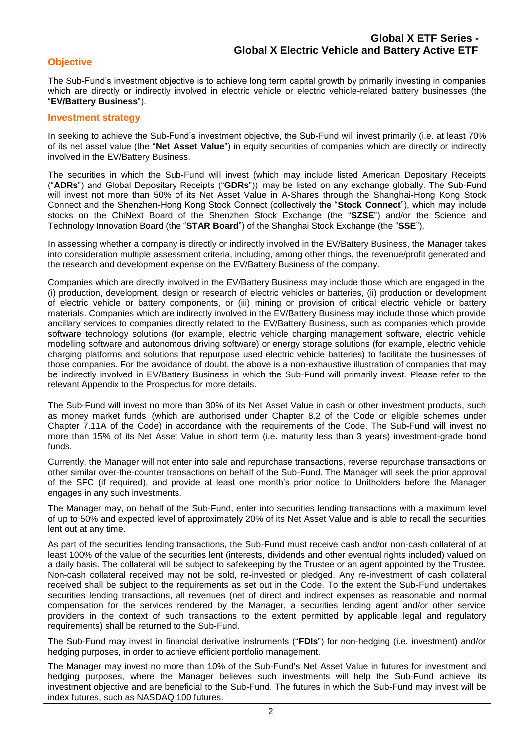## Objective

The Sub-Fund's investment objective is to achieve long term capital growth by primarily investing in companies which are directly or indirectly involved in electric vehicle or electric vehicle-related battery businesses (the "**EV/Battery Business**").

## Investment strategy

In seeking to achieve the Sub-Fund's investment objective, the Sub-Fund will invest primarily (i.e. at least 70% of its net asset value (the "**Net Asset Value**") in equity securities of companies which are directly or indirectly involved in the EV/Battery Business.

The securities in which the Sub-Fund will invest (which may include listed American Depositary Receipts ("**ADRs**") and Global Depositary Receipts ("**GDRs**")) may be listed on any exchange globally. The Sub-Fund will invest not more than 50% of its Net Asset Value in A-Shares through the Shanghai-Hong Kong Stock Connect and the Shenzhen-Hong Kong Stock Connect (collectively the "**Stock Connect**"), which may include stocks on the ChiNext Board of the Shenzhen Stock Exchange (the "**SZSE**") and/or the Science and Technology Innovation Board (the "**STAR Board**") of the Shanghai Stock Exchange (the "**SSE**").

In assessing whether a company is directly or indirectly involved in the EV/Battery Business, the Manager takes into consideration multiple assessment criteria, including, among other things, the revenue/profit generated and the research and development expense on the EV/Battery Business of the company.

Companies which are directly involved in the EV/Battery Business may include those which are engaged in the (i) production, development, design or research of electric vehicles or batteries, (ii) production or development of electric vehicle or battery components, or (iii) mining or provision of critical electric vehicle or battery materials. Companies which are indirectly involved in the EV/Battery Business may include those which provide ancillary services to companies directly related to the EV/Battery Business, such as companies which provide software technology solutions (for example, electric vehicle charging management software, electric vehicle modelling software and autonomous driving software) or energy storage solutions (for example, electric vehicle charging platforms and solutions that repurpose used electric vehicle batteries) to facilitate the businesses of those companies. For the avoidance of doubt, the above is a non-exhaustive illustration of companies that may be indirectly involved in EV/Battery Business in which the Sub-Fund will primarily invest. Please refer to the relevant Appendix to the Prospectus for more details.

The Sub-Fund will invest no more than 30% of its Net Asset Value in cash or other investment products, such as money market funds (which are authorised under Chapter 8.2 of the Code or eligible schemes under Chapter 7.11A of the Code) in accordance with the requirements of the Code. The Sub-Fund will invest no more than 15% of its Net Asset Value in short term (i.e. maturity less than 3 years) investment-grade bond funds.

Currently, the Manager will not enter into sale and repurchase transactions, reverse repurchase transactions or other similar over-the-counter transactions on behalf of the Sub-Fund. The Manager will seek the prior approval of the SFC (if required), and provide at least one month's prior notice to Unitholders before the Manager engages in any such investments.

The Manager may, on behalf of the Sub-Fund, enter into securities lending transactions with a maximum level of up to 50% and expected level of approximately 20% of its Net Asset Value and is able to recall the securities lent out at any time.

As part of the securities lending transactions, the Sub-Fund must receive cash and/or non-cash collateral of at least 100% of the value of the securities lent (interests, dividends and other eventual rights included) valued on a daily basis. The collateral will be subject to safekeeping by the Trustee or an agent appointed by the Trustee. Non-cash collateral received may not be sold, re-invested or pledged. Any re-investment of cash collateral received shall be subject to the requirements as set out in the Code. To the extent the Sub-Fund undertakes securities lending transactions, all revenues (net of direct and indirect expenses as reasonable and normal compensation for the services rendered by the Manager, a securities lending agent and/or other service providers in the context of such transactions to the extent permitted by applicable legal and regulatory requirements) shall be returned to the Sub-Fund.

The Sub-Fund may invest in financial derivative instruments ("**FDIs**") for non-hedging (i.e. investment) and/or hedging purposes, in order to achieve efficient portfolio management.

The Manager may invest no more than 10% of the Sub-Fund's Net Asset Value in futures for investment and hedging purposes, where the Manager believes such investments will help the Sub-Fund achieve its investment objective and are beneficial to the Sub-Fund. The futures in which the Sub-Fund may invest will be index futures, such as NASDAQ 100 futures.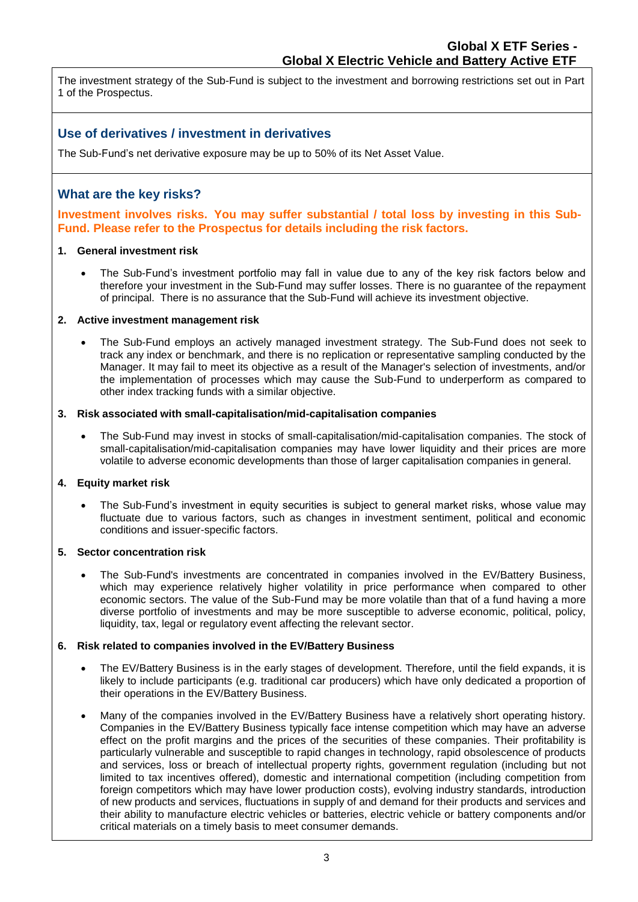The investment strategy of the Sub-Fund is subject to the investment and borrowing restrictions set out in Part 1 of the Prospectus.

## Use of derivatives / investment in derivatives

The Sub-Fund's net derivative exposure may be up to 50% of its Net Asset Value.

## What are the key risks?

**Investment involves risks. You may suffer substantial / total loss by investing in this Sub-Fund. Please refer to the Prospectus for details including the risk factors.**

**1. General investment risk**

- The Sub-Fund's investment portfolio may fall in value due to any of the key risk factors below and therefore your investment in the Sub-Fund may suffer losses. There is no guarantee of the repayment of principal. There is no assurance that the Sub-Fund will achieve its investment objective.

**2. Active investment management risk**

- The Sub-Fund employs an actively managed investment strategy. The Sub-Fund does not seek to track any index or benchmark, and there is no replication or representative sampling conducted by the Manager. It may fail to meet its objective as a result of the Manager's selection of investments, and/or the implementation of processes which may cause the Sub-Fund to underperform as compared to other index tracking funds with a similar objective.

**3. Risk associated with small-capitalisation/mid-capitalisation companies**

- The Sub-Fund may invest in stocks of small-capitalisation/mid-capitalisation companies. The stock of small-capitalisation/mid-capitalisation companies may have lower liquidity and their prices are more volatile to adverse economic developments than those of larger capitalisation companies in general.

**4. Equity market risk**

- The Sub-Fund's investment in equity securities is subject to general market risks, whose value may fluctuate due to various factors, such as changes in investment sentiment, political and economic conditions and issuer-specific factors.

**5. Sector concentration risk**

- The Sub-Fund's investments are concentrated in companies involved in the EV/Battery Business, which may experience relatively higher volatility in price performance when compared to other economic sectors. The value of the Sub-Fund may be more volatile than that of a fund having a more diverse portfolio of investments and may be more susceptible to adverse economic, political, policy, liquidity, tax, legal or regulatory event affecting the relevant sector.

**6. Risk related to companies involved in the EV/Battery Business**

- The EV/Battery Business is in the early stages of development. Therefore, until the field expands, it is likely to include participants (e.g. traditional car producers) which have only dedicated a proportion of their operations in the EV/Battery Business.
- Many of the companies involved in the EV/Battery Business have a relatively short operating history. Companies in the EV/Battery Business typically face intense competition which may have an adverse effect on the profit margins and the prices of the securities of these companies. Their profitability is particularly vulnerable and susceptible to rapid changes in technology, rapid obsolescence of products and services, loss or breach of intellectual property rights, government regulation (including but not limited to tax incentives offered), domestic and international competition (including competition from foreign competitors which may have lower production costs), evolving industry standards, introduction of new products and services, fluctuations in supply of and demand for their products and services and their ability to manufacture electric vehicles or batteries, electric vehicle or battery components and/or critical materials on a timely basis to meet consumer demands.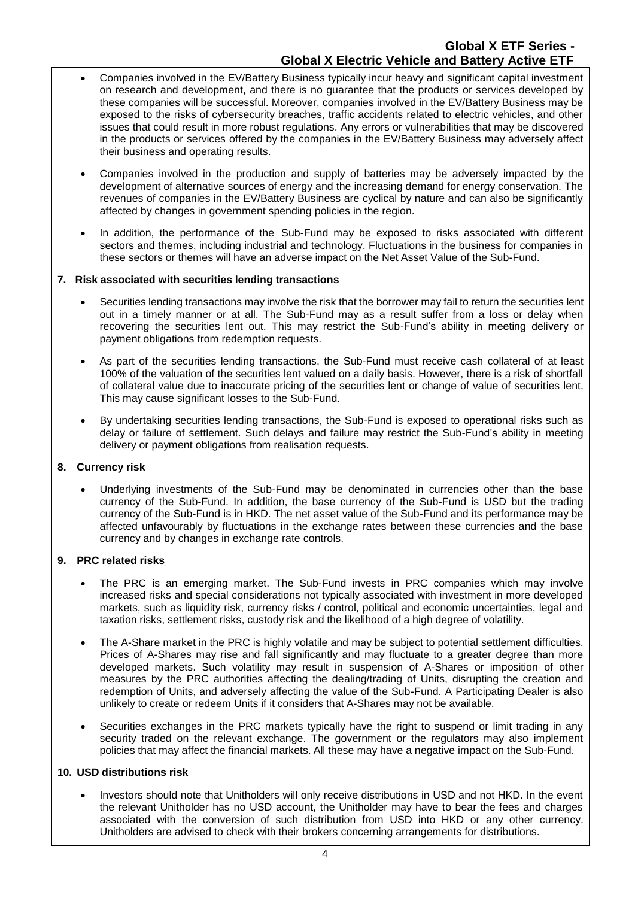- Companies involved in the EV/Battery Business typically incur heavy and significant capital investment on research and development, and there is no guarantee that the products or services developed by these companies will be successful. Moreover, companies involved in the EV/Battery Business may be exposed to the risks of cybersecurity breaches, traffic accidents related to electric vehicles, and other issues that could result in more robust regulations. Any errors or vulnerabilities that may be discovered in the products or services offered by the companies in the EV/Battery Business may adversely affect their business and operating results.

- Companies involved in the production and supply of batteries may be adversely impacted by the development of alternative sources of energy and the increasing demand for energy conservation. The revenues of companies in the EV/Battery Business are cyclical by nature and can also be significantly affected by changes in government spending policies in the region.

- In addition, the performance of the Sub-Fund may be exposed to risks associated with different sectors and themes, including industrial and technology. Fluctuations in the business for companies in these sectors or themes will have an adverse impact on the Net Asset Value of the Sub-Fund.

**7. Risk associated with securities lending transactions**

- Securities lending transactions may involve the risk that the borrower may fail to return the securities lent out in a timely manner or at all. The Sub-Fund may as a result suffer from a loss or delay when recovering the securities lent out. This may restrict the Sub-Fund's ability in meeting delivery or payment obligations from redemption requests.

- As part of the securities lending transactions, the Sub-Fund must receive cash collateral of at least 100% of the valuation of the securities lent valued on a daily basis. However, there is a risk of shortfall of collateral value due to inaccurate pricing of the securities lent or change of value of securities lent. This may cause significant losses to the Sub-Fund.

- By undertaking securities lending transactions, the Sub-Fund is exposed to operational risks such as delay or failure of settlement. Such delays and failure may restrict the Sub-Fund's ability in meeting delivery or payment obligations from realisation requests.

**8. Currency risk**

- Underlying investments of the Sub-Fund may be denominated in currencies other than the base currency of the Sub-Fund. In addition, the base currency of the Sub-Fund is USD but the trading currency of the Sub-Fund is in HKD. The net asset value of the Sub-Fund and its performance may be affected unfavourably by fluctuations in the exchange rates between these currencies and the base currency and by changes in exchange rate controls.

**9. PRC related risks**

- The PRC is an emerging market. The Sub-Fund invests in PRC companies which may involve increased risks and special considerations not typically associated with investment in more developed markets, such as liquidity risk, currency risks / control, political and economic uncertainties, legal and taxation risks, settlement risks, custody risk and the likelihood of a high degree of volatility.

- The A-Share market in the PRC is highly volatile and may be subject to potential settlement difficulties. Prices of A-Shares may rise and fall significantly and may fluctuate to a greater degree than more developed markets. Such volatility may result in suspension of A-Shares or imposition of other measures by the PRC authorities affecting the dealing/trading of Units, disrupting the creation and redemption of Units, and adversely affecting the value of the Sub-Fund. A Participating Dealer is also unlikely to create or redeem Units if it considers that A-Shares may not be available.

- Securities exchanges in the PRC markets typically have the right to suspend or limit trading in any security traded on the relevant exchange. The government or the regulators may also implement policies that may affect the financial markets. All these may have a negative impact on the Sub-Fund.

**10. USD distributions risk**

- Investors should note that Unitholders will only receive distributions in USD and not HKD. In the event the relevant Unitholder has no USD account, the Unitholder may have to bear the fees and charges associated with the conversion of such distribution from USD into HKD or any other currency. Unitholders are advised to check with their brokers concerning arrangements for distributions.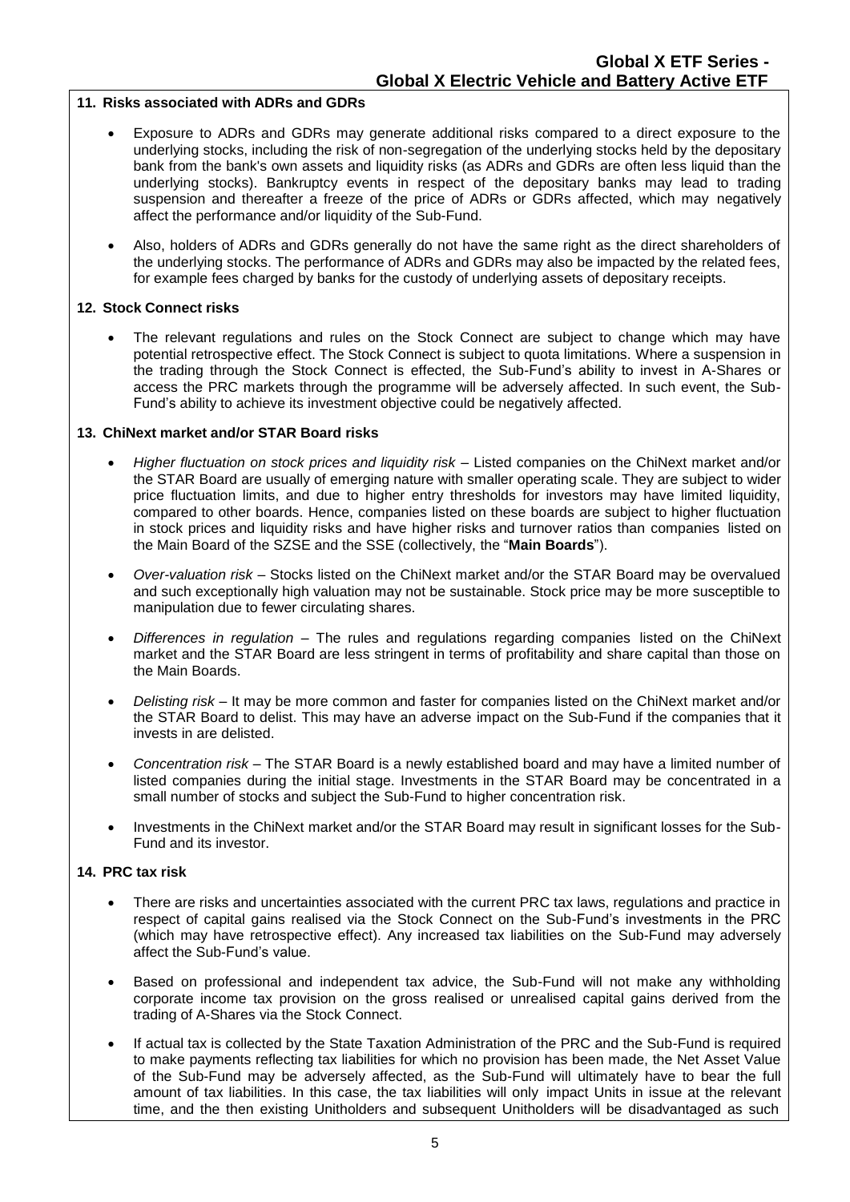**11. Risks associated with ADRs and GDRs**

- Exposure to ADRs and GDRs may generate additional risks compared to a direct exposure to the underlying stocks, including the risk of non-segregation of the underlying stocks held by the depositary bank from the bank's own assets and liquidity risks (as ADRs and GDRs are often less liquid than the underlying stocks). Bankruptcy events in respect of the depositary banks may lead to trading suspension and thereafter a freeze of the price of ADRs or GDRs affected, which may negatively affect the performance and/or liquidity of the Sub-Fund.
- Also, holders of ADRs and GDRs generally do not have the same right as the direct shareholders of the underlying stocks. The performance of ADRs and GDRs may also be impacted by the related fees, for example fees charged by banks for the custody of underlying assets of depositary receipts.

**12. Stock Connect risks**

- The relevant regulations and rules on the Stock Connect are subject to change which may have potential retrospective effect. The Stock Connect is subject to quota limitations. Where a suspension in the trading through the Stock Connect is effected, the Sub-Fund's ability to invest in A-Shares or access the PRC markets through the programme will be adversely affected. In such event, the Sub-Fund's ability to achieve its investment objective could be negatively affected.

**13. ChiNext market and/or STAR Board risks**

- *Higher fluctuation on stock prices and liquidity risk* – Listed companies on the ChiNext market and/or the STAR Board are usually of emerging nature with smaller operating scale. They are subject to wider price fluctuation limits, and due to higher entry thresholds for investors may have limited liquidity, compared to other boards. Hence, companies listed on these boards are subject to higher fluctuation in stock prices and liquidity risks and have higher risks and turnover ratios than companies listed on the Main Board of the SZSE and the SSE (collectively, the "**Main Boards**").
- *Over-valuation risk* – Stocks listed on the ChiNext market and/or the STAR Board may be overvalued and such exceptionally high valuation may not be sustainable. Stock price may be more susceptible to manipulation due to fewer circulating shares.
- *Differences in regulation* – The rules and regulations regarding companies listed on the ChiNext market and the STAR Board are less stringent in terms of profitability and share capital than those on the Main Boards.
- *Delisting risk* – It may be more common and faster for companies listed on the ChiNext market and/or the STAR Board to delist. This may have an adverse impact on the Sub-Fund if the companies that it invests in are delisted.
- *Concentration risk* – The STAR Board is a newly established board and may have a limited number of listed companies during the initial stage. Investments in the STAR Board may be concentrated in a small number of stocks and subject the Sub-Fund to higher concentration risk.
- Investments in the ChiNext market and/or the STAR Board may result in significant losses for the Sub-Fund and its investor.

**14. PRC tax risk**

- There are risks and uncertainties associated with the current PRC tax laws, regulations and practice in respect of capital gains realised via the Stock Connect on the Sub-Fund's investments in the PRC (which may have retrospective effect). Any increased tax liabilities on the Sub-Fund may adversely affect the Sub-Fund's value.
- Based on professional and independent tax advice, the Sub-Fund will not make any withholding corporate income tax provision on the gross realised or unrealised capital gains derived from the trading of A-Shares via the Stock Connect.
- If actual tax is collected by the State Taxation Administration of the PRC and the Sub-Fund is required to make payments reflecting tax liabilities for which no provision has been made, the Net Asset Value of the Sub-Fund may be adversely affected, as the Sub-Fund will ultimately have to bear the full amount of tax liabilities. In this case, the tax liabilities will only impact Units in issue at the relevant time, and the then existing Unitholders and subsequent Unitholders will be disadvantaged as such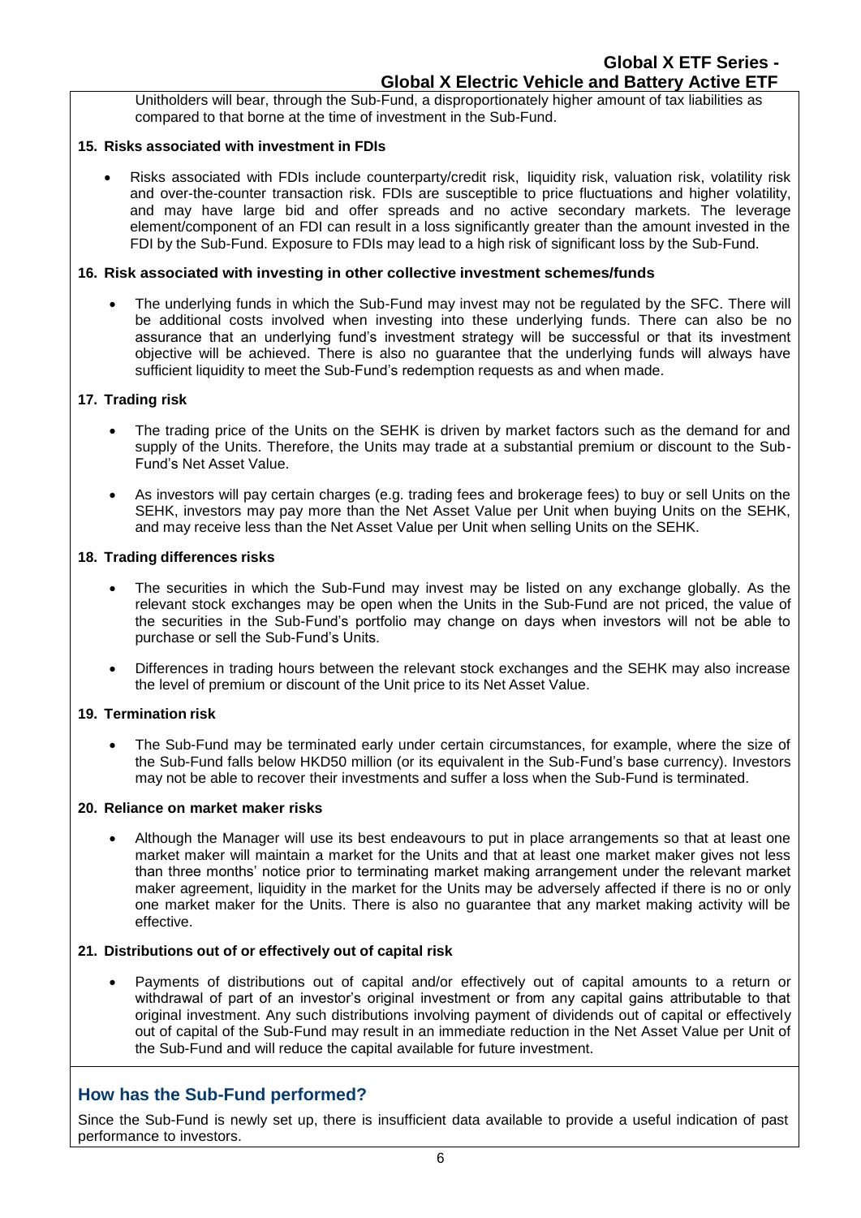Unitholders will bear, through the Sub-Fund, a disproportionately higher amount of tax liabilities as compared to that borne at the time of investment in the Sub-Fund.

**15. Risks associated with investment in FDIs**

- Risks associated with FDIs include counterparty/credit risk, liquidity risk, valuation risk, volatility risk and over-the-counter transaction risk. FDIs are susceptible to price fluctuations and higher volatility, and may have large bid and offer spreads and no active secondary markets. The leverage element/component of an FDI can result in a loss significantly greater than the amount invested in the FDI by the Sub-Fund. Exposure to FDIs may lead to a high risk of significant loss by the Sub-Fund.

**16. Risk associated with investing in other collective investment schemes/funds**

- The underlying funds in which the Sub-Fund may invest may not be regulated by the SFC. There will be additional costs involved when investing into these underlying funds. There can also be no assurance that an underlying fund's investment strategy will be successful or that its investment objective will be achieved. There is also no guarantee that the underlying funds will always have sufficient liquidity to meet the Sub-Fund's redemption requests as and when made.

**17. Trading risk**

- The trading price of the Units on the SEHK is driven by market factors such as the demand for and supply of the Units. Therefore, the Units may trade at a substantial premium or discount to the Sub-Fund's Net Asset Value.
- As investors will pay certain charges (e.g. trading fees and brokerage fees) to buy or sell Units on the SEHK, investors may pay more than the Net Asset Value per Unit when buying Units on the SEHK, and may receive less than the Net Asset Value per Unit when selling Units on the SEHK.

**18. Trading differences risks**

- The securities in which the Sub-Fund may invest may be listed on any exchange globally. As the relevant stock exchanges may be open when the Units in the Sub-Fund are not priced, the value of the securities in the Sub-Fund's portfolio may change on days when investors will not be able to purchase or sell the Sub-Fund's Units.
- Differences in trading hours between the relevant stock exchanges and the SEHK may also increase the level of premium or discount of the Unit price to its Net Asset Value.

**19. Termination risk**

- The Sub-Fund may be terminated early under certain circumstances, for example, where the size of the Sub-Fund falls below HKD50 million (or its equivalent in the Sub-Fund's base currency). Investors may not be able to recover their investments and suffer a loss when the Sub-Fund is terminated.

**20. Reliance on market maker risks**

- Although the Manager will use its best endeavours to put in place arrangements so that at least one market maker will maintain a market for the Units and that at least one market maker gives not less than three months' notice prior to terminating market making arrangement under the relevant market maker agreement, liquidity in the market for the Units may be adversely affected if there is no or only one market maker for the Units. There is also no guarantee that any market making activity will be effective.

**21. Distributions out of or effectively out of capital risk**

- Payments of distributions out of capital and/or effectively out of capital amounts to a return or withdrawal of part of an investor's original investment or from any capital gains attributable to that original investment. Any such distributions involving payment of dividends out of capital or effectively out of capital of the Sub-Fund may result in an immediate reduction in the Net Asset Value per Unit of the Sub-Fund and will reduce the capital available for future investment.

## How has the Sub-Fund performed?

Since the Sub-Fund is newly set up, there is insufficient data available to provide a useful indication of past performance to investors.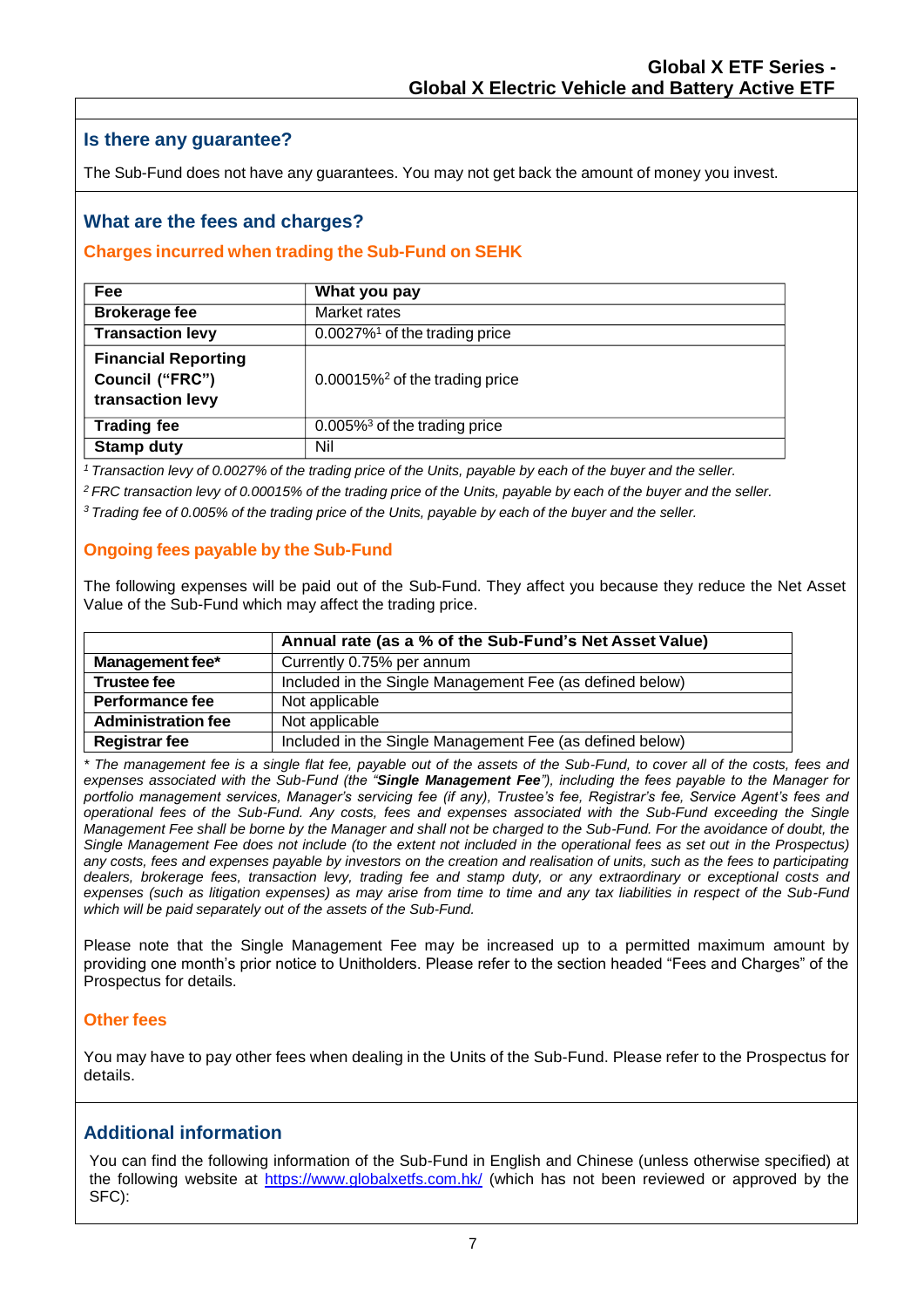## Is there any guarantee?

The Sub-Fund does not have any guarantees. You may not get back the amount of money you invest.

## What are the fees and charges?

### Charges incurred when trading the Sub-Fund on SEHK

| Fee | What you pay |
|---|---|
| **Brokerage fee** | Market rates |
| **Transaction levy** | 0.0027%[1] of the trading price |
| **Financial Reporting Council ("FRC") transaction levy** | 0.00015%[2] of the trading price |
| **Trading fee** | 0.005%[3] of the trading price |
| **Stamp duty** | Nil |

*[1] Transaction levy of 0.0027% of the trading price of the Units, payable by each of the buyer and the seller.*

*[2] FRC transaction levy of 0.00015% of the trading price of the Units, payable by each of the buyer and the seller.*

*[3] Trading fee of 0.005% of the trading price of the Units, payable by each of the buyer and the seller.*

### Ongoing fees payable by the Sub-Fund

The following expenses will be paid out of the Sub-Fund. They affect you because they reduce the Net Asset Value of the Sub-Fund which may affect the trading price.

| | Annual rate (as a % of the Sub-Fund's Net Asset Value) |
|---|---|
| **Management fee*** | Currently 0.75% per annum |
| **Trustee fee** | Included in the Single Management Fee (as defined below) |
| **Performance fee** | Not applicable |
| **Administration fee** | Not applicable |
| **Registrar fee** | Included in the Single Management Fee (as defined below) |

*\* The management fee is a single flat fee, payable out of the assets of the Sub-Fund, to cover all of the costs, fees and expenses associated with the Sub-Fund (the "**Single Management Fee**"), including the fees payable to the Manager for portfolio management services, Manager's servicing fee (if any), Trustee's fee, Registrar's fee, Service Agent's fees and operational fees of the Sub-Fund. Any costs, fees and expenses associated with the Sub-Fund exceeding the Single Management Fee shall be borne by the Manager and shall not be charged to the Sub-Fund. For the avoidance of doubt, the Single Management Fee does not include (to the extent not included in the operational fees as set out in the Prospectus) any costs, fees and expenses payable by investors on the creation and realisation of units, such as the fees to participating dealers, brokerage fees, transaction levy, trading fee and stamp duty, or any extraordinary or exceptional costs and expenses (such as litigation expenses) as may arise from time to time and any tax liabilities in respect of the Sub-Fund which will be paid separately out of the assets of the Sub-Fund.*

Please note that the Single Management Fee may be increased up to a permitted maximum amount by providing one month's prior notice to Unitholders. Please refer to the section headed "Fees and Charges" of the Prospectus for details.

### Other fees

You may have to pay other fees when dealing in the Units of the Sub-Fund. Please refer to the Prospectus for details.

## Additional information

You can find the following information of the Sub-Fund in English and Chinese (unless otherwise specified) at the following website at https://www.globalxetfs.com.hk/ (which has not been reviewed or approved by the SFC):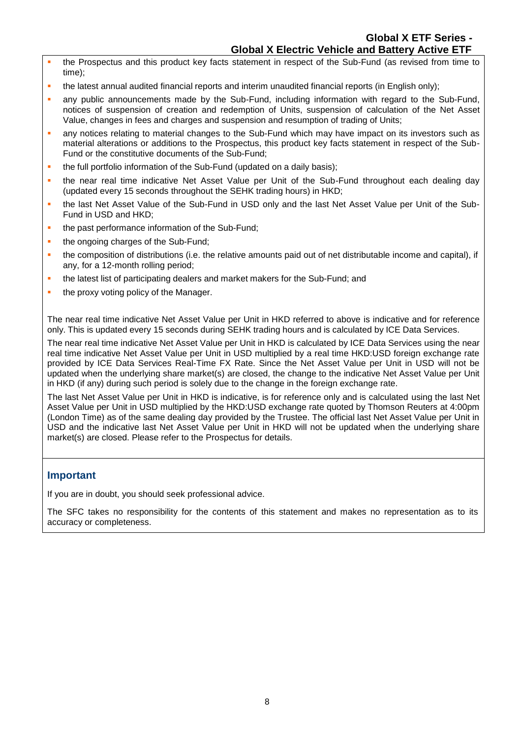- the Prospectus and this product key facts statement in respect of the Sub-Fund (as revised from time to time);
- the latest annual audited financial reports and interim unaudited financial reports (in English only);
- any public announcements made by the Sub-Fund, including information with regard to the Sub-Fund, notices of suspension of creation and redemption of Units, suspension of calculation of the Net Asset Value, changes in fees and charges and suspension and resumption of trading of Units;
- any notices relating to material changes to the Sub-Fund which may have impact on its investors such as material alterations or additions to the Prospectus, this product key facts statement in respect of the Sub-Fund or the constitutive documents of the Sub-Fund;
- the full portfolio information of the Sub-Fund (updated on a daily basis);
- the near real time indicative Net Asset Value per Unit of the Sub-Fund throughout each dealing day (updated every 15 seconds throughout the SEHK trading hours) in HKD;
- the last Net Asset Value of the Sub-Fund in USD only and the last Net Asset Value per Unit of the Sub-Fund in USD and HKD;
- the past performance information of the Sub-Fund;
- the ongoing charges of the Sub-Fund;
- the composition of distributions (i.e. the relative amounts paid out of net distributable income and capital), if any, for a 12-month rolling period;
- the latest list of participating dealers and market makers for the Sub-Fund; and
- the proxy voting policy of the Manager.

The near real time indicative Net Asset Value per Unit in HKD referred to above is indicative and for reference only. This is updated every 15 seconds during SEHK trading hours and is calculated by ICE Data Services.

The near real time indicative Net Asset Value per Unit in HKD is calculated by ICE Data Services using the near real time indicative Net Asset Value per Unit in USD multiplied by a real time HKD:USD foreign exchange rate provided by ICE Data Services Real-Time FX Rate. Since the Net Asset Value per Unit in USD will not be updated when the underlying share market(s) are closed, the change to the indicative Net Asset Value per Unit in HKD (if any) during such period is solely due to the change in the foreign exchange rate.

The last Net Asset Value per Unit in HKD is indicative, is for reference only and is calculated using the last Net Asset Value per Unit in USD multiplied by the HKD:USD exchange rate quoted by Thomson Reuters at 4:00pm (London Time) as of the same dealing day provided by the Trustee. The official last Net Asset Value per Unit in USD and the indicative last Net Asset Value per Unit in HKD will not be updated when the underlying share market(s) are closed. Please refer to the Prospectus for details.

## Important

If you are in doubt, you should seek professional advice.

The SFC takes no responsibility for the contents of this statement and makes no representation as to its accuracy or completeness.